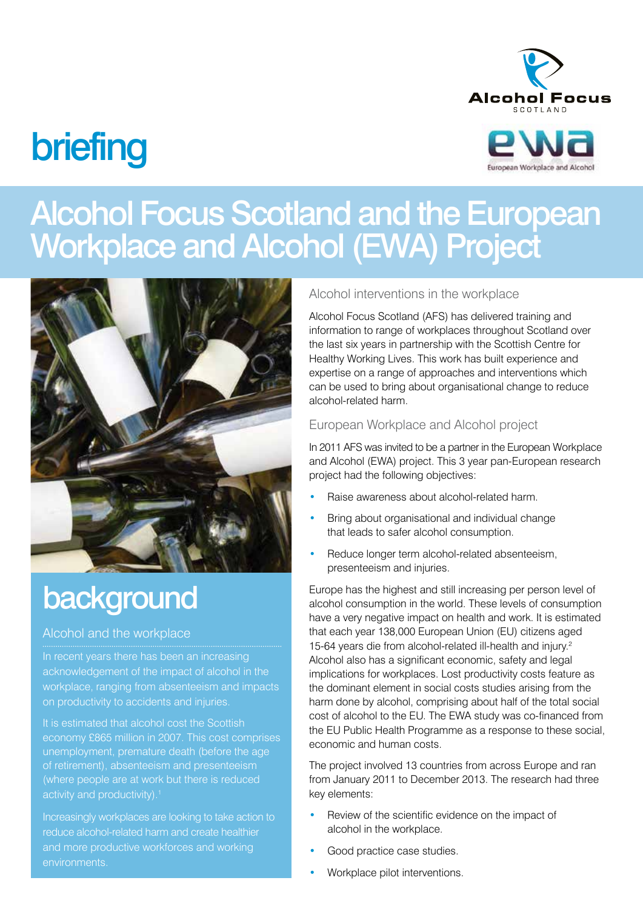Alcohol Focus SCOTLAND

ewa European Workplace and Alcohol

briefing

# Alcohol Focus Scotland and the European Workplace and Alcohol (EWA) Project

## background

### Alcohol and the workplace

In recent years there has been an increasing acknowledgement of the impact of alcohol in the workplace, ranging from absenteeism and impacts on productivity to accidents and injuries.

It is estimated that alcohol cost the Scottish economy £865 million in 2007. This cost comprises unemployment, premature death (before the age of retirement), absenteeism and presenteeism (where people are at work but there is reduced activity and productivity).[1]

Increasingly workplaces are looking to take action to reduce alcohol-related harm and create healthier and more productive workforces and working environments.

### Alcohol interventions in the workplace

Alcohol Focus Scotland (AFS) has delivered training and information to range of workplaces throughout Scotland over the last six years in partnership with the Scottish Centre for Healthy Working Lives. This work has built experience and expertise on a range of approaches and interventions which can be used to bring about organisational change to reduce alcohol-related harm.

### European Workplace and Alcohol project

In 2011 AFS was invited to be a partner in the European Workplace and Alcohol (EWA) project. This 3 year pan-European research project had the following objectives:

- Raise awareness about alcohol-related harm.
- Bring about organisational and individual change that leads to safer alcohol consumption.
- Reduce longer term alcohol-related absenteeism, presenteeism and injuries.

Europe has the highest and still increasing per person level of alcohol consumption in the world. These levels of consumption have a very negative impact on health and work. It is estimated that each year 138,000 European Union (EU) citizens aged 15-64 years die from alcohol-related ill-health and injury.[2] Alcohol also has a significant economic, safety and legal implications for workplaces. Lost productivity costs feature as the dominant element in social costs studies arising from the harm done by alcohol, comprising about half of the total social cost of alcohol to the EU. The EWA study was co-financed from the EU Public Health Programme as a response to these social, economic and human costs.

The project involved 13 countries from across Europe and ran from January 2011 to December 2013. The research had three key elements:

- Review of the scientific evidence on the impact of alcohol in the workplace.
- Good practice case studies.
- Workplace pilot interventions.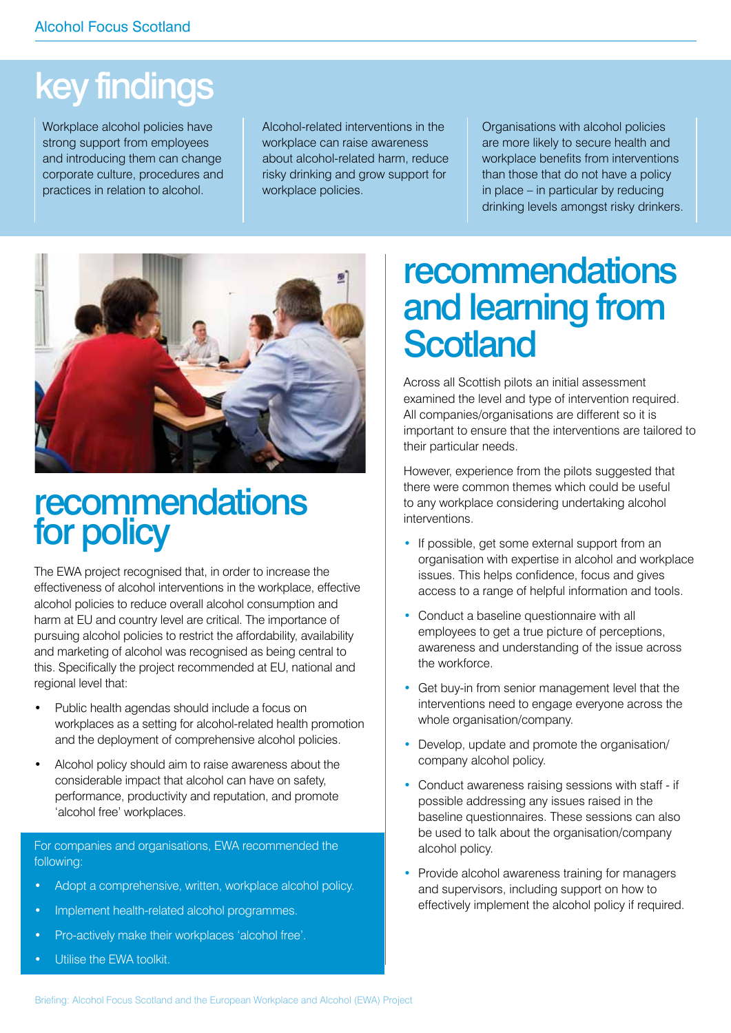# key findings

Workplace alcohol policies have strong support from employees and introducing them can change corporate culture, procedures and practices in relation to alcohol.

Alcohol-related interventions in the workplace can raise awareness about alcohol-related harm, reduce risky drinking and grow support for workplace policies.

Organisations with alcohol policies are more likely to secure health and workplace benefits from interventions than those that do not have a policy in place – in particular by reducing drinking levels amongst risky drinkers.

## recommendations for policy

The EWA project recognised that, in order to increase the effectiveness of alcohol interventions in the workplace, effective alcohol policies to reduce overall alcohol consumption and harm at EU and country level are critical. The importance of pursuing alcohol policies to restrict the affordability, availability and marketing of alcohol was recognised as being central to this. Specifically the project recommended at EU, national and regional level that:

- Public health agendas should include a focus on workplaces as a setting for alcohol-related health promotion and the deployment of comprehensive alcohol policies.
- Alcohol policy should aim to raise awareness about the considerable impact that alcohol can have on safety, performance, productivity and reputation, and promote 'alcohol free' workplaces.

For companies and organisations, EWA recommended the following:

- Adopt a comprehensive, written, workplace alcohol policy.
- Implement health-related alcohol programmes.
- Pro-actively make their workplaces 'alcohol free'.
- Utilise the EWA toolkit.

## recommendations and learning from Scotland

Across all Scottish pilots an initial assessment examined the level and type of intervention required. All companies/organisations are different so it is important to ensure that the interventions are tailored to their particular needs.

However, experience from the pilots suggested that there were common themes which could be useful to any workplace considering undertaking alcohol interventions.

- If possible, get some external support from an organisation with expertise in alcohol and workplace issues. This helps confidence, focus and gives access to a range of helpful information and tools.
- Conduct a baseline questionnaire with all employees to get a true picture of perceptions, awareness and understanding of the issue across the workforce.
- Get buy-in from senior management level that the interventions need to engage everyone across the whole organisation/company.
- Develop, update and promote the organisation/company alcohol policy.
- Conduct awareness raising sessions with staff - if possible addressing any issues raised in the baseline questionnaires. These sessions can also be used to talk about the organisation/company alcohol policy.
- Provide alcohol awareness training for managers and supervisors, including support on how to effectively implement the alcohol policy if required.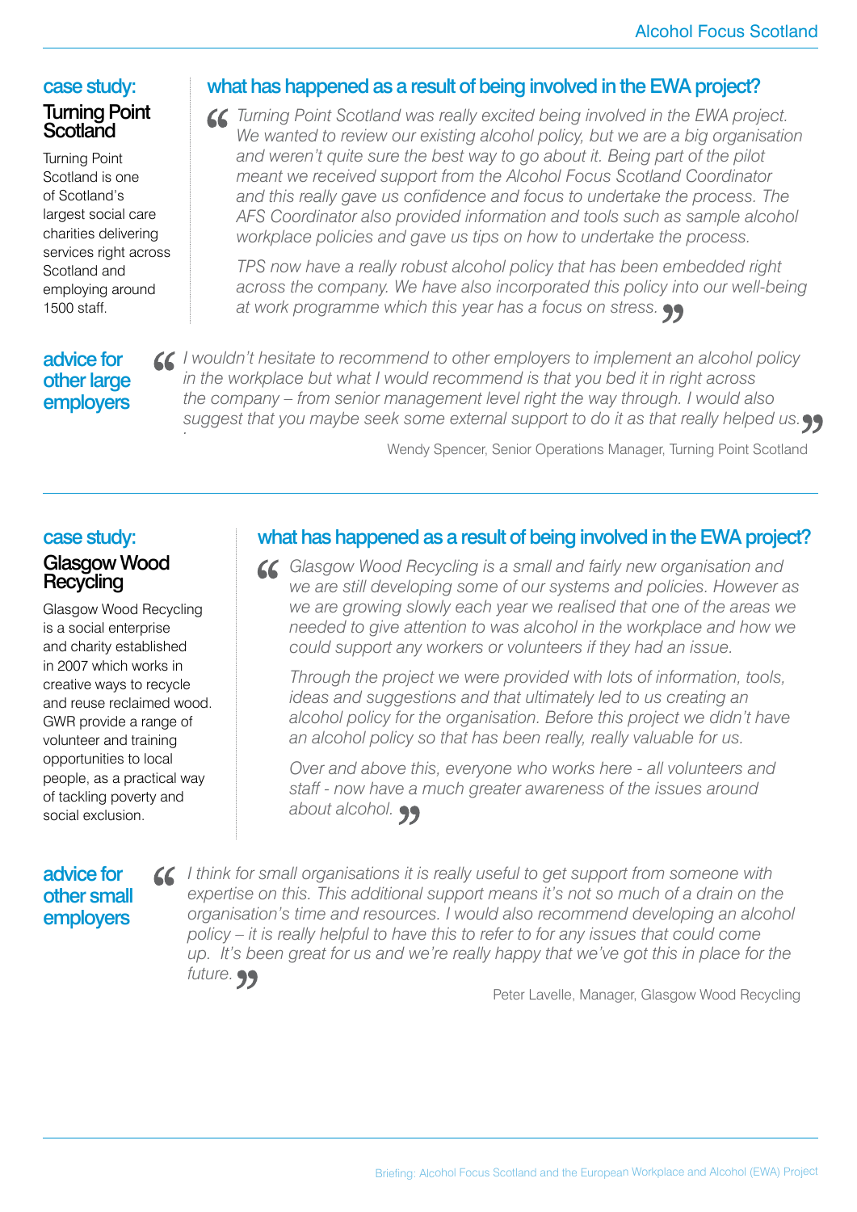## case study: Turning Point Scotland

Turning Point Scotland is one of Scotland's largest social care charities delivering services right across Scotland and employing around 1500 staff.

### what has happened as a result of being involved in the EWA project?

"*Turning Point Scotland was really excited being involved in the EWA project. We wanted to review our existing alcohol policy, but we are a big organisation and weren't quite sure the best way to go about it. Being part of the pilot meant we received support from the Alcohol Focus Scotland Coordinator and this really gave us confidence and focus to undertake the process. The AFS Coordinator also provided information and tools such as sample alcohol workplace policies and gave us tips on how to undertake the process.*

*TPS now have a really robust alcohol policy that has been embedded right across the company. We have also incorporated this policy into our well-being at work programme which this year has a focus on stress.*"

### advice for other large employers

"*I wouldn't hesitate to recommend to other employers to implement an alcohol policy in the workplace but what I would recommend is that you bed it in right across the company – from senior management level right the way through. I would also suggest that you maybe seek some external support to do it as that really helped us.*"

Wendy Spencer, Senior Operations Manager, Turning Point Scotland

---

## case study: Glasgow Wood Recycling

Glasgow Wood Recycling is a social enterprise and charity established in 2007 which works in creative ways to recycle and reuse reclaimed wood. GWR provide a range of volunteer and training opportunities to local people, as a practical way of tackling poverty and social exclusion.

### what has happened as a result of being involved in the EWA project?

"*Glasgow Wood Recycling is a small and fairly new organisation and we are still developing some of our systems and policies. However as we are growing slowly each year we realised that one of the areas we needed to give attention to was alcohol in the workplace and how we could support any workers or volunteers if they had an issue.*

*Through the project we were provided with lots of information, tools, ideas and suggestions and that ultimately led to us creating an alcohol policy for the organisation. Before this project we didn't have an alcohol policy so that has been really, really valuable for us.*

*Over and above this, everyone who works here - all volunteers and staff - now have a much greater awareness of the issues around about alcohol.*"

### advice for other small employers

"*I think for small organisations it is really useful to get support from someone with expertise on this. This additional support means it's not so much of a drain on the organisation's time and resources. I would also recommend developing an alcohol policy – it is really helpful to have this to refer to for any issues that could come up. It's been great for us and we're really happy that we've got this in place for the future.*"

Peter Lavelle, Manager, Glasgow Wood Recycling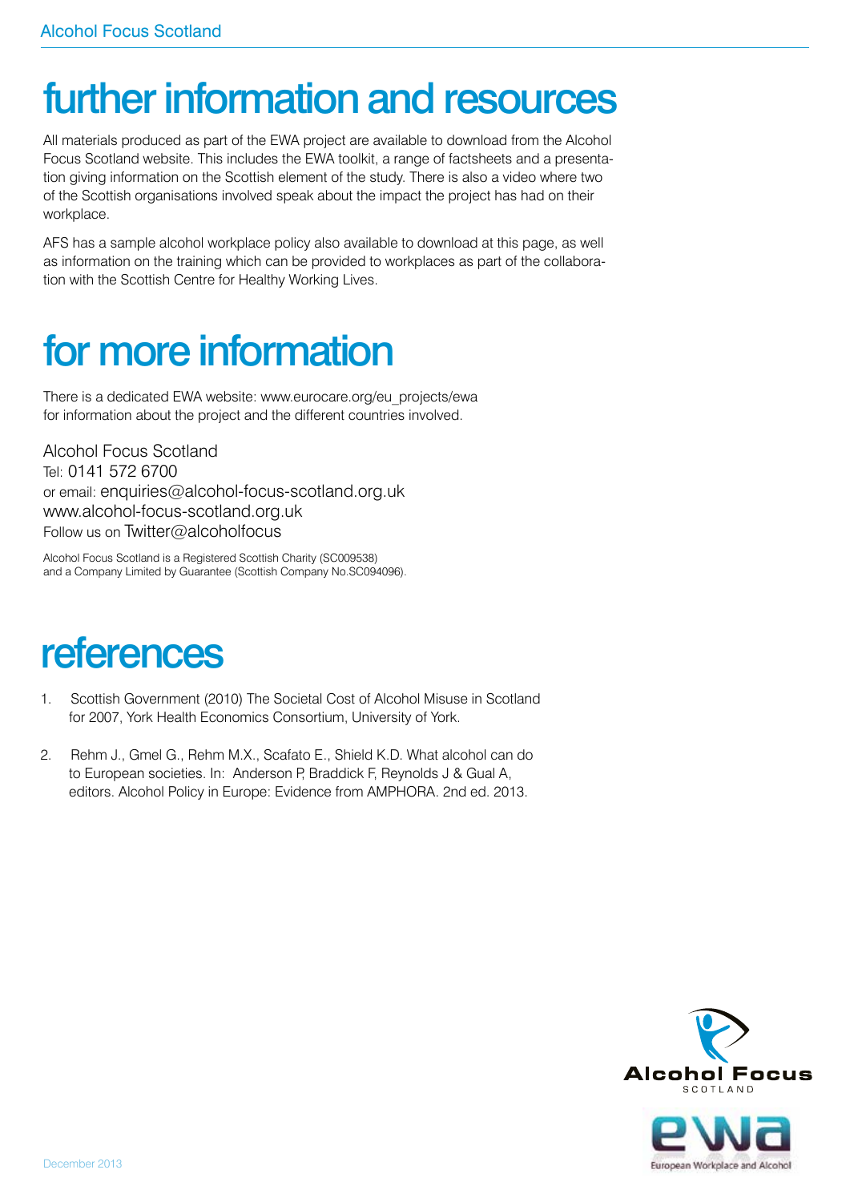# further information and resources

All materials produced as part of the EWA project are available to download from the Alcohol Focus Scotland website. This includes the EWA toolkit, a range of factsheets and a presentation giving information on the Scottish element of the study. There is also a video where two of the Scottish organisations involved speak about the impact the project has had on their workplace.

AFS has a sample alcohol workplace policy also available to download at this page, as well as information on the training which can be provided to workplaces as part of the collaboration with the Scottish Centre for Healthy Working Lives.

# for more information

There is a dedicated EWA website: www.eurocare.org/eu_projects/ewa for information about the project and the different countries involved.

Alcohol Focus Scotland
Tel: 0141 572 6700
or email: enquiries@alcohol-focus-scotland.org.uk
www.alcohol-focus-scotland.org.uk
Follow us on Twitter@alcoholfocus

Alcohol Focus Scotland is a Registered Scottish Charity (SC009538) and a Company Limited by Guarantee (Scottish Company No.SC094096).

# references

1. Scottish Government (2010) The Societal Cost of Alcohol Misuse in Scotland for 2007, York Health Economics Consortium, University of York.

2. Rehm J., Gmel G., Rehm M.X., Scafato E., Shield K.D. What alcohol can do to European societies. In: Anderson P, Braddick F, Reynolds J & Gual A, editors. Alcohol Policy in Europe: Evidence from AMPHORA. 2nd ed. 2013.

December 2013